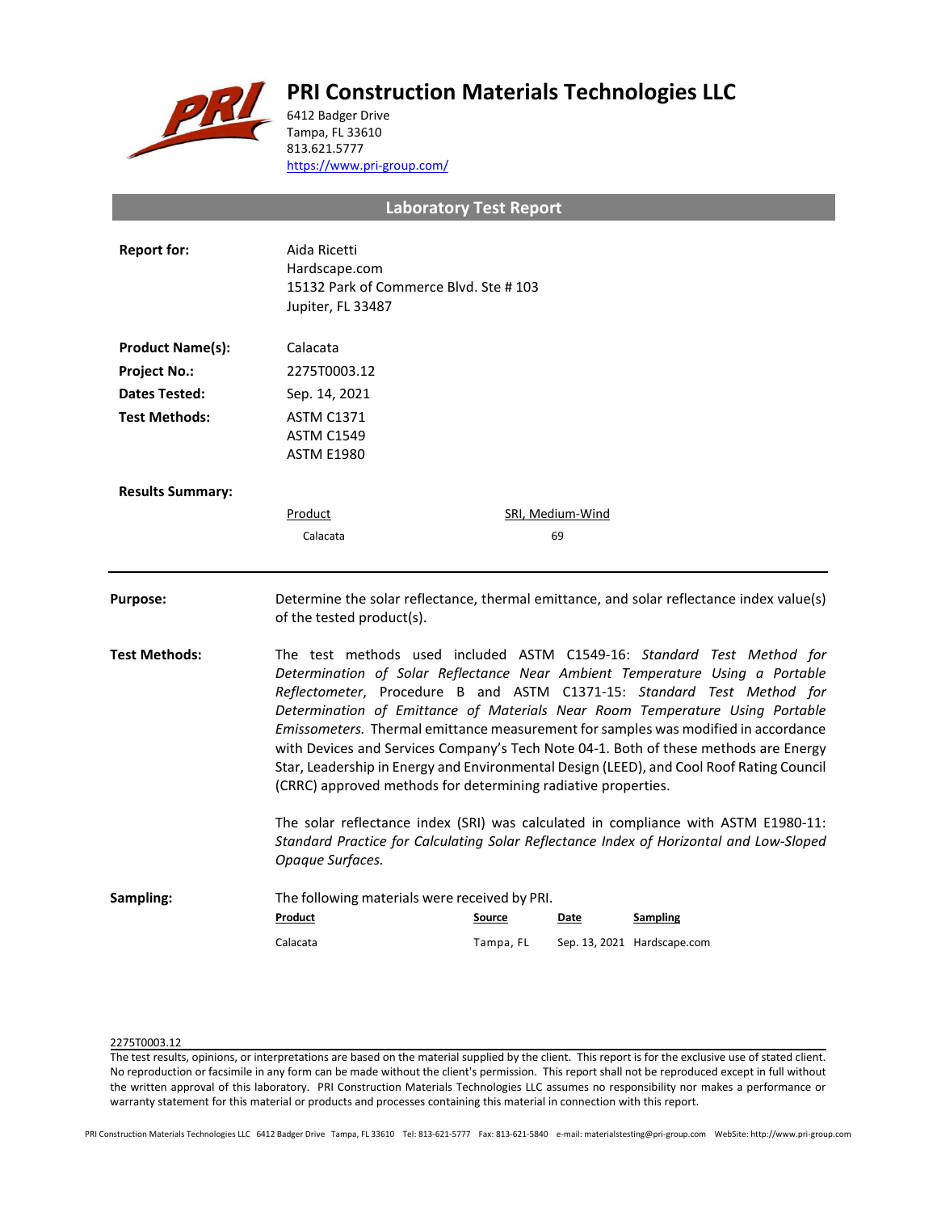# PRI Construction Materials Technologies LLC

6412 Badger Drive
Tampa, FL 33610
813.621.5777
https://www.pri-group.com/

## Laboratory Test Report

**Report for:** Aida Ricetti
Hardscape.com
15132 Park of Commerce Blvd. Ste # 103
Jupiter, FL 33487

**Product Name(s):** Calacata

**Project No.:** 2275T0003.12

**Dates Tested:** Sep. 14, 2021

**Test Methods:** ASTM C1371
ASTM C1549
ASTM E1980

**Results Summary:**

| Product | SRI, Medium-Wind |
|---|---|
| Calacata | 69 |

---

**Purpose:** Determine the solar reflectance, thermal emittance, and solar reflectance index value(s) of the tested product(s).

**Test Methods:** The test methods used included ASTM C1549-16: *Standard Test Method for Determination of Solar Reflectance Near Ambient Temperature Using a Portable Reflectometer*, Procedure B and ASTM C1371-15: *Standard Test Method for Determination of Emittance of Materials Near Room Temperature Using Portable Emissometers.* Thermal emittance measurement for samples was modified in accordance with Devices and Services Company's Tech Note 04-1. Both of these methods are Energy Star, Leadership in Energy and Environmental Design (LEED), and Cool Roof Rating Council (CRRC) approved methods for determining radiative properties.

The solar reflectance index (SRI) was calculated in compliance with ASTM E1980-11: *Standard Practice for Calculating Solar Reflectance Index of Horizontal and Low-Sloped Opaque Surfaces.*

**Sampling:** The following materials were received by PRI.

| Product | Source | Date | Sampling |
|---|---|---|---|
| Calacata | Tampa, FL | Sep. 13, 2021 | Hardscape.com |

2275T0003.12

The test results, opinions, or interpretations are based on the material supplied by the client. This report is for the exclusive use of stated client. No reproduction or facsimile in any form can be made without the client's permission. This report shall not be reproduced except in full without the written approval of this laboratory. PRI Construction Materials Technologies LLC assumes no responsibility nor makes a performance or warranty statement for this material or products and processes containing this material in connection with this report.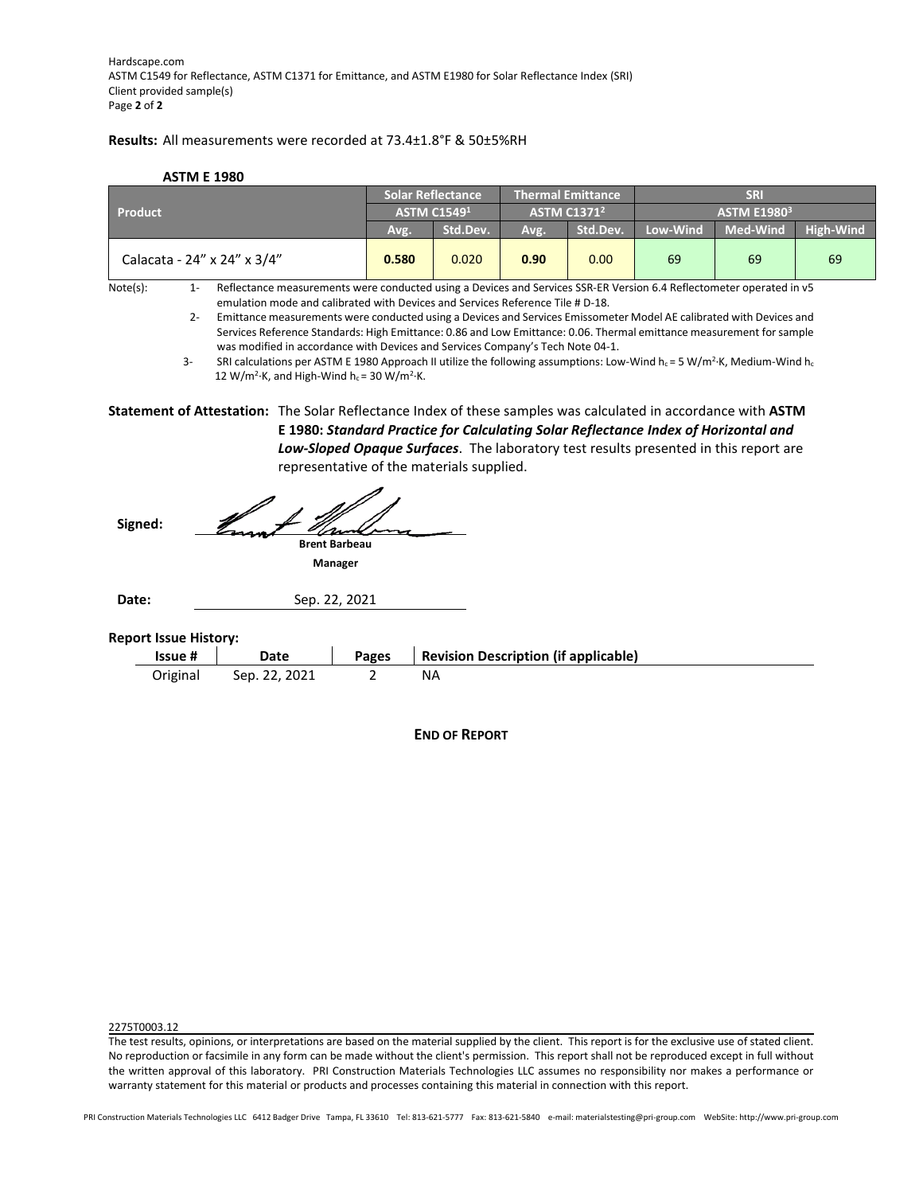Hardscape.com
ASTM C1549 for Reflectance, ASTM C1371 for Emittance, and ASTM E1980 for Solar Reflectance Index (SRI)
Client provided sample(s)

**Results:** All measurements were recorded at 73.4±1.8°F & 50±5%RH

**ASTM E 1980**

| Product | Solar Reflectance ASTM C1549[1] | | Thermal Emittance ASTM C1371[2] | | SRI ASTM E1980[3] | | |
|---|---|---|---|---|---|---|---|
| | Avg. | Std.Dev. | Avg. | Std.Dev. | Low-Wind | Med-Wind | High-Wind |
| Calacata - 24" x 24" x 3/4" | **0.580** | 0.020 | **0.90** | 0.00 | 69 | 69 | 69 |

Note(s):

1- Reflectance measurements were conducted using a Devices and Services SSR-ER Version 6.4 Reflectometer operated in v5 emulation mode and calibrated with Devices and Services Reference Tile # D-18.

2- Emittance measurements were conducted using a Devices and Services Emissometer Model AE calibrated with Devices and Services Reference Standards: High Emittance: 0.86 and Low Emittance: 0.06. Thermal emittance measurement for sample was modified in accordance with Devices and Services Company's Tech Note 04-1.

3- SRI calculations per ASTM E 1980 Approach II utilize the following assumptions: Low-Wind $h_c$ = 5 W/m²·K, Medium-Wind $h_c$ 12 W/m²·K, and High-Wind $h_c$ = 30 W/m²·K.

**Statement of Attestation:** The Solar Reflectance Index of these samples was calculated in accordance with **ASTM E 1980:** ***Standard Practice for Calculating Solar Reflectance Index of Horizontal and Low-Sloped Opaque Surfaces***. The laboratory test results presented in this report are representative of the materials supplied.

**Signed:**

**Brent Barbeau**
**Manager**

**Date:** Sep. 22, 2021

**Report Issue History:**

| Issue # | Date | Pages | Revision Description (if applicable) |
|---|---|---|---|
| Original | Sep. 22, 2021 | 2 | NA |

**END OF REPORT**

2275T0003.12

The test results, opinions, or interpretations are based on the material supplied by the client. This report is for the exclusive use of stated client. No reproduction or facsimile in any form can be made without the client's permission. This report shall not be reproduced except in full without the written approval of this laboratory. PRI Construction Materials Technologies LLC assumes no responsibility nor makes a performance or warranty statement for this material or products and processes containing this material in connection with this report.

PRI Construction Materials Technologies LLC 6412 Badger Drive Tampa, FL 33610 Tel: 813-621-5777 Fax: 813-621-5840 e-mail: materialstesting@pri-group.com WebSite: http://www.pri-group.com